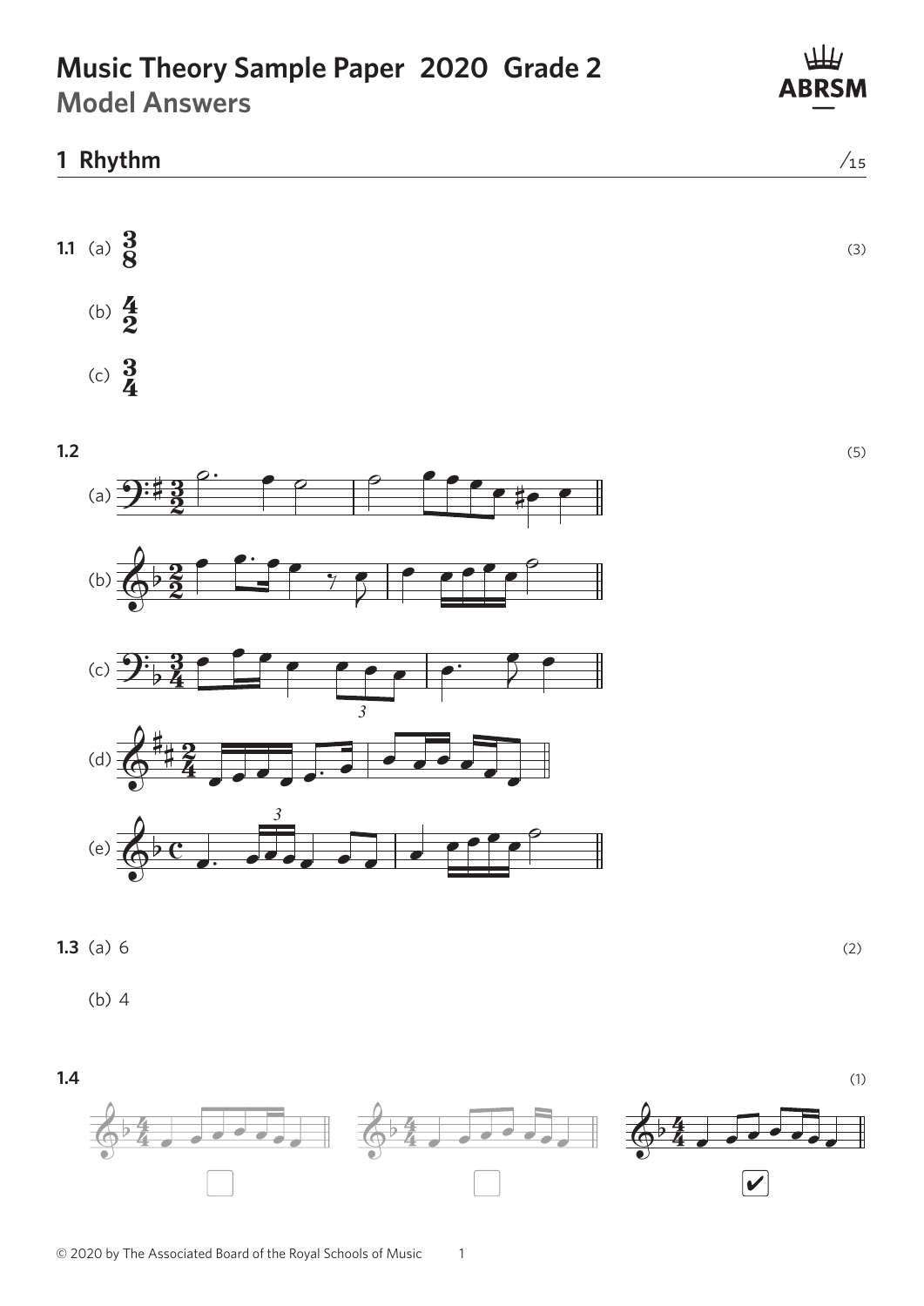# Music Theory Sample Paper 2020 Grade 2

## Model Answers

## 1 Rhythm

/15

**1.1** (a) $\frac{3}{8}$ (3)

(b) $\frac{4}{2}$

(c) $\frac{3}{4}$

**1.2** (5)

(a)

(b)

(c)

(d)

(e)

**1.3** (a) 6 (2)

(b) 4

**1.4** (1)

☐ ☐ ☑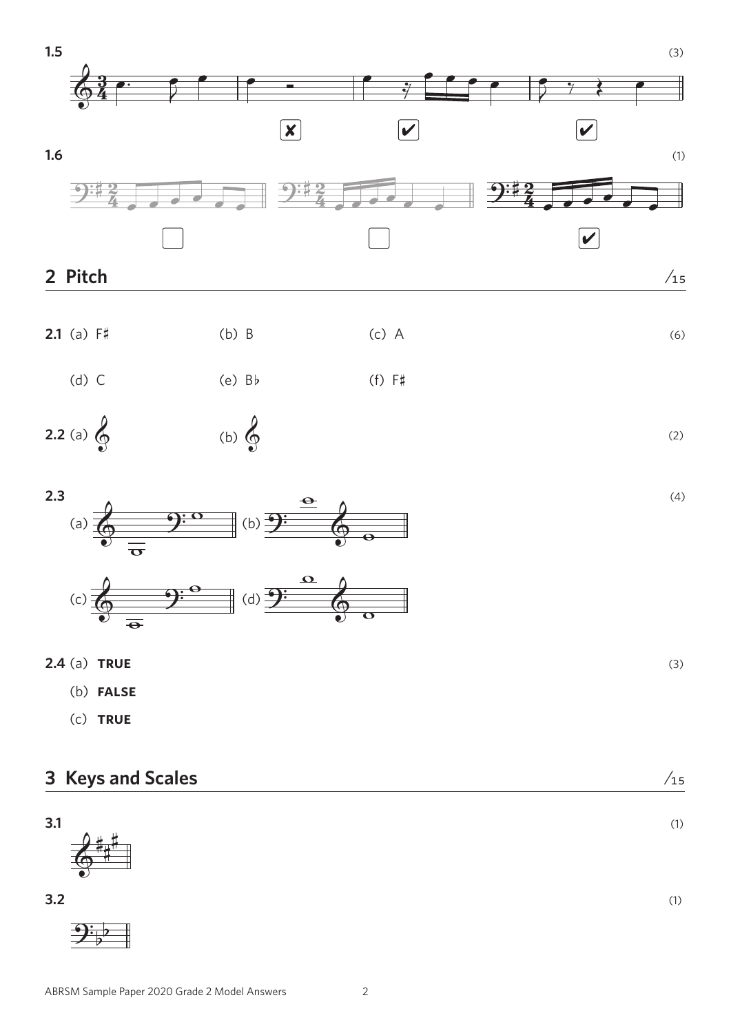**1.5** (3)

☒ ☑ ☑

**1.6** (1)

☐ ☐ ☑

## 2 Pitch

/15

**2.1** (a) F♯ (b) B (c) A (6)

(d) C (e) B♭ (f) F♯

**2.2** (a) (b) (2)

**2.3** (4)

(a) (b)

(c) (d)

**2.4** (a) **TRUE** (3)

(b) **FALSE**

(c) **TRUE**

## 3 Keys and Scales

/15

**3.1** (1)

**3.2** (1)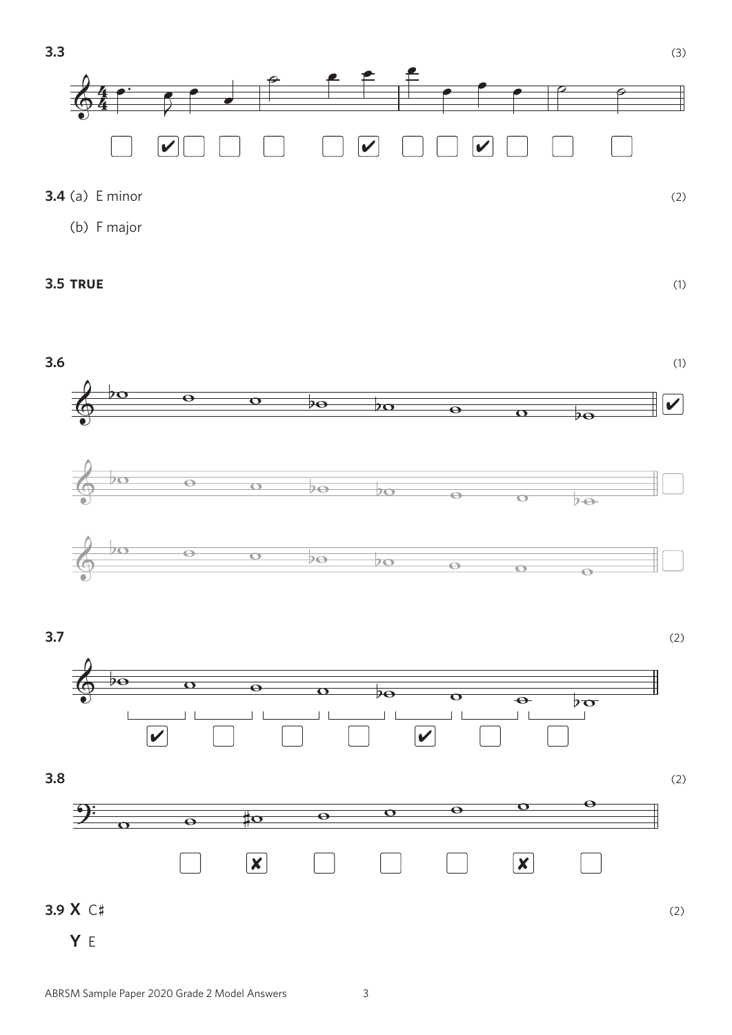**3.3** (3)

**3.4** (a) E minor (2)

(b) F major

**3.5 TRUE** (1)

**3.6** (1)

**3.7** (2)

**3.8** (2)

**3.9 X** C♯ (2)

**Y** E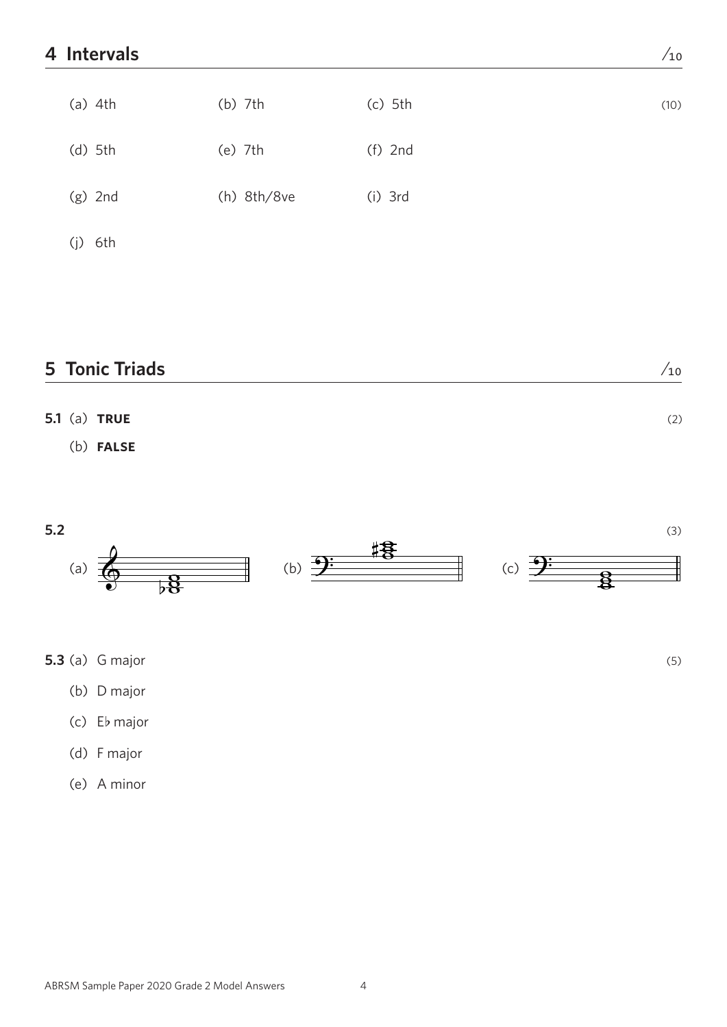## 4 Intervals

/10

(10)

(a) 4th  (b) 7th  (c) 5th

(d) 5th  (e) 7th  (f) 2nd

(g) 2nd  (h) 8th/8ve  (i) 3rd

(j) 6th

## 5 Tonic Triads

/10

**5.1** (a) **TRUE** (2)

(b) **FALSE**

**5.2** (3)

(a)  (b)  (c)

**5.3** (a) G major (5)

(b) D major

(c) E♭ major

(d) F major

(e) A minor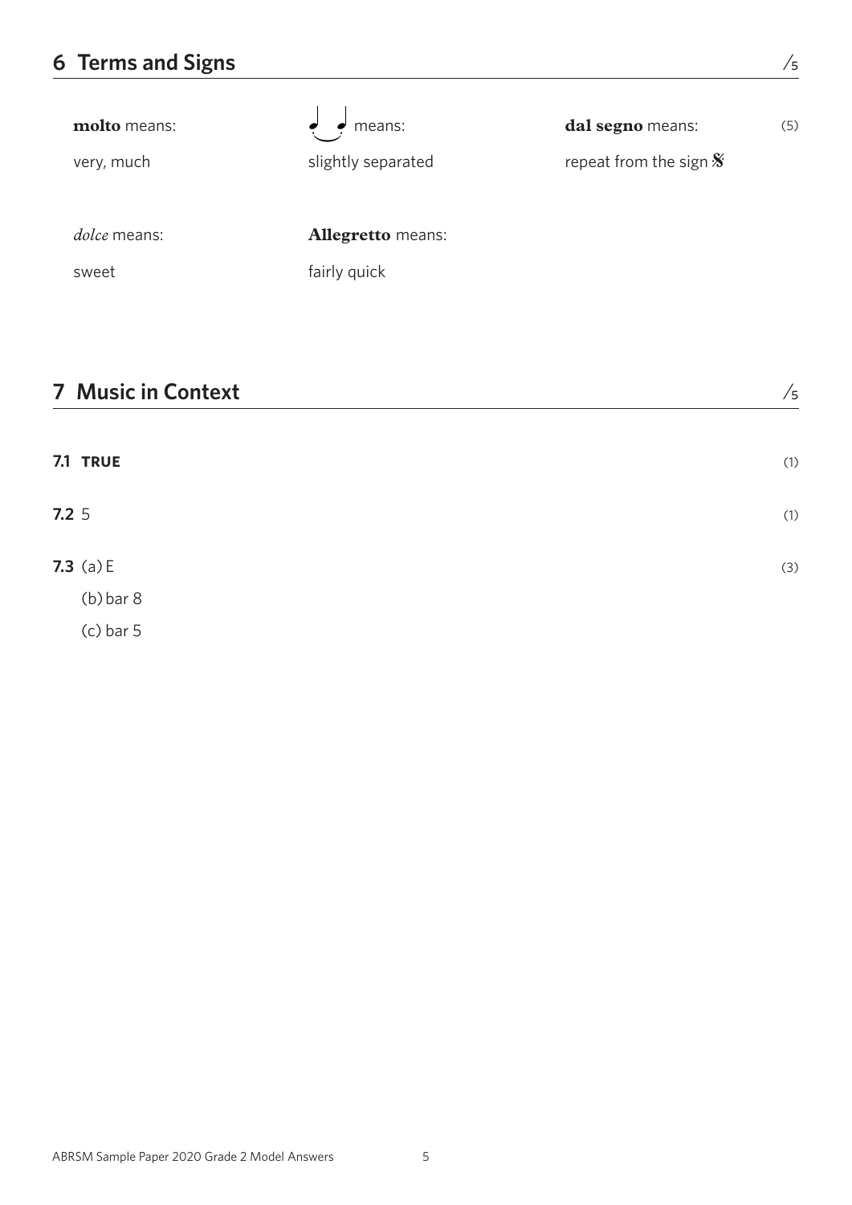## 6 Terms and Signs

/5

**molto** means: very, much

(notes with staccato dots and slur) means: slightly separated

**dal segno** means: repeat from the sign 𝄋

(5)

*dolce* means: sweet

**Allegretto** means: fairly quick

## 7 Music in Context

/5

**7.1** **TRUE** (1)

**7.2** 5 (1)

**7.3** (a) E (3)

(b) bar 8

(c) bar 5